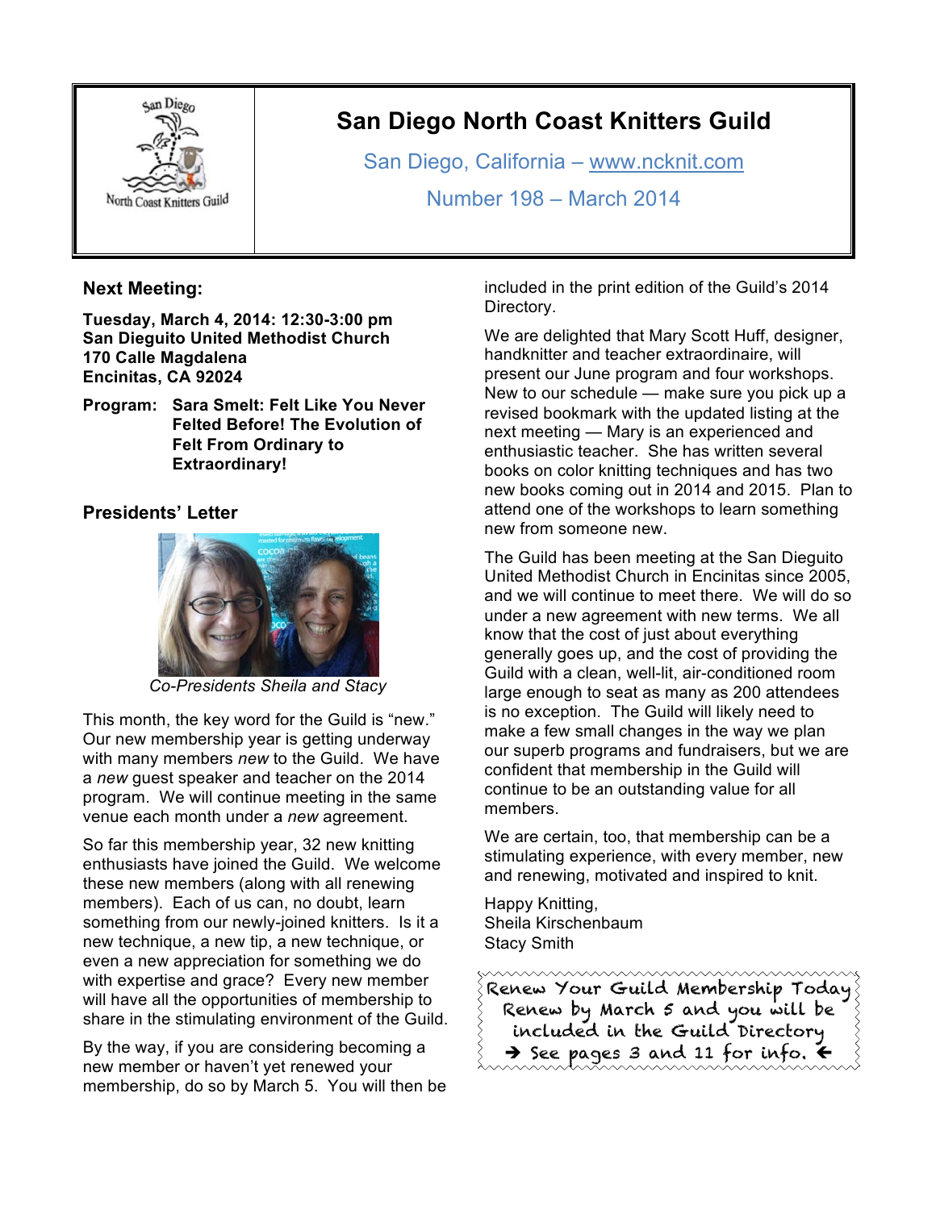# San Diego North Coast Knitters Guild

San Diego, California – www.ncknit.com

Number 198 – March 2014

## Next Meeting:

**Tuesday, March 4, 2014: 12:30-3:00 pm**
**San Dieguito United Methodist Church**
**170 Calle Magdalena**
**Encinitas, CA 92024**

**Program: Sara Smelt: Felt Like You Never Felted Before! The Evolution of Felt From Ordinary to Extraordinary!**

## Presidents' Letter

*Co-Presidents Sheila and Stacy*

This month, the key word for the Guild is "new." Our new membership year is getting underway with many members *new* to the Guild. We have a *new* guest speaker and teacher on the 2014 program. We will continue meeting in the same venue each month under a *new* agreement.

So far this membership year, 32 new knitting enthusiasts have joined the Guild. We welcome these new members (along with all renewing members). Each of us can, no doubt, learn something from our newly-joined knitters. Is it a new technique, a new tip, a new technique, or even a new appreciation for something we do with expertise and grace? Every new member will have all the opportunities of membership to share in the stimulating environment of the Guild.

By the way, if you are considering becoming a new member or haven't yet renewed your membership, do so by March 5. You will then be included in the print edition of the Guild's 2014 Directory.

We are delighted that Mary Scott Huff, designer, handknitter and teacher extraordinaire, will present our June program and four workshops. New to our schedule — make sure you pick up a revised bookmark with the updated listing at the next meeting — Mary is an experienced and enthusiastic teacher. She has written several books on color knitting techniques and has two new books coming out in 2014 and 2015. Plan to attend one of the workshops to learn something new from someone new.

The Guild has been meeting at the San Dieguito United Methodist Church in Encinitas since 2005, and we will continue to meet there. We will do so under a new agreement with new terms. We all know that the cost of just about everything generally goes up, and the cost of providing the Guild with a clean, well-lit, air-conditioned room large enough to seat as many as 200 attendees is no exception. The Guild will likely need to make a few small changes in the way we plan our superb programs and fundraisers, but we are confident that membership in the Guild will continue to be an outstanding value for all members.

We are certain, too, that membership can be a stimulating experience, with every member, new and renewing, motivated and inspired to knit.

Happy Knitting,
Sheila Kirschenbaum
Stacy Smith

---

**Renew Your Guild Membership Today**
Renew by March 5 and you will be included in the Guild Directory
→ See pages 3 and 11 for info. ←

---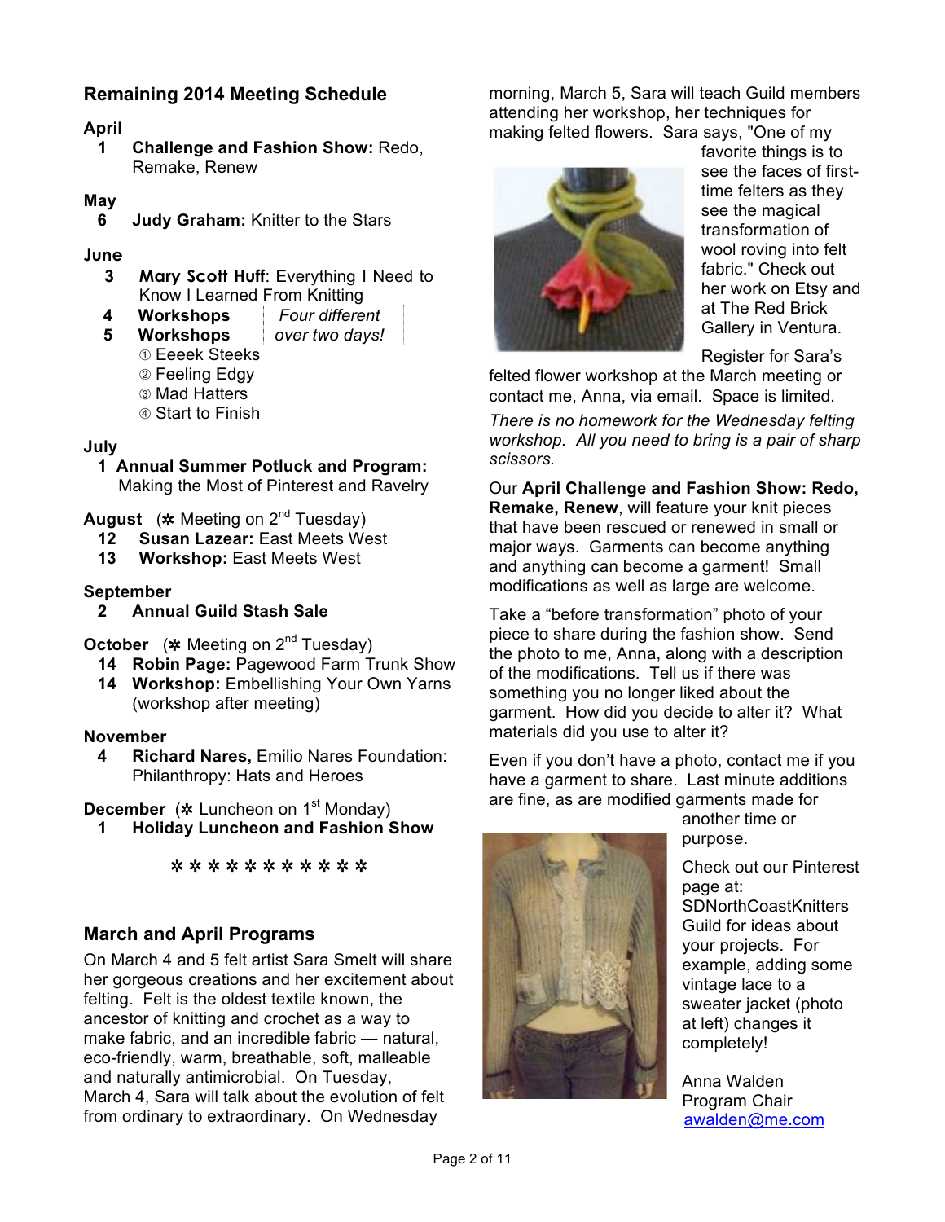## Remaining 2014 Meeting Schedule

**April**

1 **Challenge and Fashion Show:** Redo, Remake, Renew

**May**

6 **Judy Graham:** Knitter to the Stars

**June**

3 **Mary Scott Huff**: Everything I Need to Know I Learned From Knitting

4 **Workshops** *Four different*

5 **Workshops** *over two days!*

① Eeeek Steeks
② Feeling Edgy
③ Mad Hatters
④ Start to Finish

**July**

1 **Annual Summer Potluck and Program:** Making the Most of Pinterest and Ravelry

**August** (✲ Meeting on 2nd Tuesday)

12 **Susan Lazear:** East Meets West

13 **Workshop:** East Meets West

**September**

2 **Annual Guild Stash Sale**

**October** (✲ Meeting on 2nd Tuesday)

14 **Robin Page:** Pagewood Farm Trunk Show

14 **Workshop:** Embellishing Your Own Yarns (workshop after meeting)

**November**

4 **Richard Nares,** Emilio Nares Foundation: Philanthropy: Hats and Heroes

**December** (✲ Luncheon on 1st Monday)

1 **Holiday Luncheon and Fashion Show**

✲ ✲ ✲ ✲ ✲ ✲ ✲ ✲ ✲ ✲ ✲

## March and April Programs

On March 4 and 5 felt artist Sara Smelt will share her gorgeous creations and her excitement about felting. Felt is the oldest textile known, the ancestor of knitting and crochet as a way to make fabric, and an incredible fabric — natural, eco-friendly, warm, breathable, soft, malleable and naturally antimicrobial. On Tuesday, March 4, Sara will talk about the evolution of felt from ordinary to extraordinary. On Wednesday morning, March 5, Sara will teach Guild members attending her workshop, her techniques for making felted flowers. Sara says, "One of my favorite things is to see the faces of first-time felters as they see the magical transformation of wool roving into felt fabric." Check out her work on Etsy and at The Red Brick Gallery in Ventura.

Register for Sara's felted flower workshop at the March meeting or contact me, Anna, via email. Space is limited.

*There is no homework for the Wednesday felting workshop. All you need to bring is a pair of sharp scissors.*

Our **April Challenge and Fashion Show: Redo, Remake, Renew**, will feature your knit pieces that have been rescued or renewed in small or major ways. Garments can become anything and anything can become a garment! Small modifications as well as large are welcome.

Take a "before transformation" photo of your piece to share during the fashion show. Send the photo to me, Anna, along with a description of the modifications. Tell us if there was something you no longer liked about the garment. How did you decide to alter it? What materials did you use to alter it?

Even if you don't have a photo, contact me if you have a garment to share. Last minute additions are fine, as are modified garments made for another time or purpose.

Check out our Pinterest page at: SDNorthCoastKnitters Guild for ideas about your projects. For example, adding some vintage lace to a sweater jacket (photo at left) changes it completely!

Anna Walden
Program Chair
awalden@me.com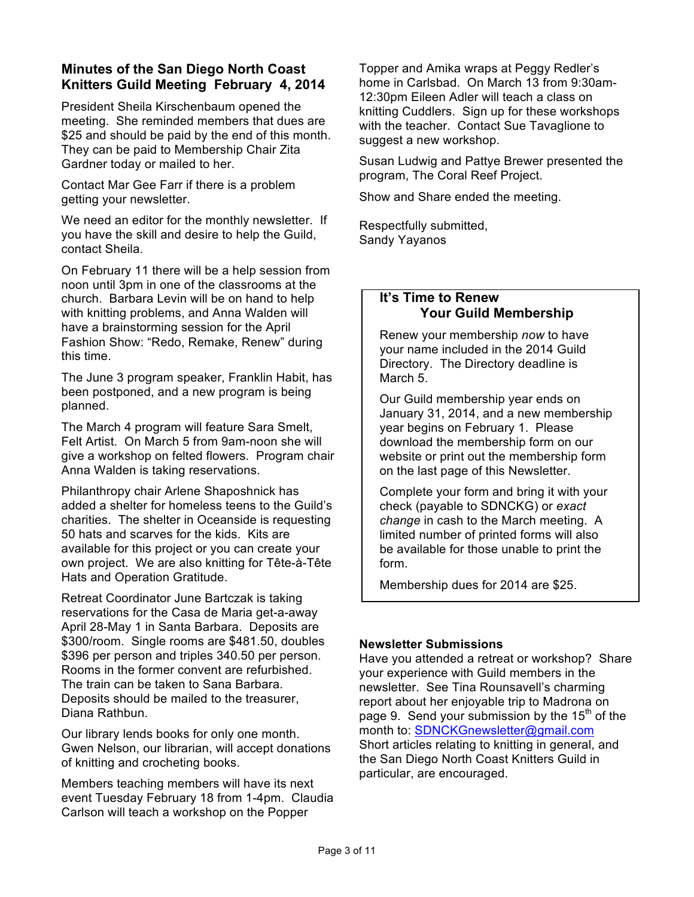## Minutes of the San Diego North Coast Knitters Guild Meeting February 4, 2014

President Sheila Kirschenbaum opened the meeting. She reminded members that dues are $25 and should be paid by the end of this month. They can be paid to Membership Chair Zita Gardner today or mailed to her.

Contact Mar Gee Farr if there is a problem getting your newsletter.

We need an editor for the monthly newsletter. If you have the skill and desire to help the Guild, contact Sheila.

On February 11 there will be a help session from noon until 3pm in one of the classrooms at the church. Barbara Levin will be on hand to help with knitting problems, and Anna Walden will have a brainstorming session for the April Fashion Show: "Redo, Remake, Renew" during this time.

The June 3 program speaker, Franklin Habit, has been postponed, and a new program is being planned.

The March 4 program will feature Sara Smelt, Felt Artist. On March 5 from 9am-noon she will give a workshop on felted flowers. Program chair Anna Walden is taking reservations.

Philanthropy chair Arlene Shaposhnick has added a shelter for homeless teens to the Guild's charities. The shelter in Oceanside is requesting 50 hats and scarves for the kids. Kits are available for this project or you can create your own project. We are also knitting for Tête-à-Tête Hats and Operation Gratitude.

Retreat Coordinator June Bartczak is taking reservations for the Casa de Maria get-a-away April 28-May 1 in Santa Barbara. Deposits are $300/room. Single rooms are $481.50, doubles $396 per person and triples 340.50 per person. Rooms in the former convent are refurbished. The train can be taken to Sana Barbara. Deposits should be mailed to the treasurer, Diana Rathbun.

Our library lends books for only one month. Gwen Nelson, our librarian, will accept donations of knitting and crocheting books.

Members teaching members will have its next event Tuesday February 18 from 1-4pm. Claudia Carlson will teach a workshop on the Popper Topper and Amika wraps at Peggy Redler's home in Carlsbad. On March 13 from 9:30am-12:30pm Eileen Adler will teach a class on knitting Cuddlers. Sign up for these workshops with the teacher. Contact Sue Tavaglione to suggest a new workshop.

Susan Ludwig and Pattye Brewer presented the program, The Coral Reef Project.

Show and Share ended the meeting.

Respectfully submitted,
Sandy Yayanos

### It's Time to Renew Your Guild Membership

Renew your membership *now* to have your name included in the 2014 Guild Directory. The Directory deadline is March 5.

Our Guild membership year ends on January 31, 2014, and a new membership year begins on February 1. Please download the membership form on our website or print out the membership form on the last page of this Newsletter.

Complete your form and bring it with your check (payable to SDNCKG) or *exact change* in cash to the March meeting. A limited number of printed forms will also be available for those unable to print the form.

Membership dues for 2014 are $25.

**Newsletter Submissions**

Have you attended a retreat or workshop? Share your experience with Guild members in the newsletter. See Tina Rounsavell's charming report about her enjoyable trip to Madrona on page 9. Send your submission by the 15th of the month to: SDNCKGnewsletter@gmail.com Short articles relating to knitting in general, and the San Diego North Coast Knitters Guild in particular, are encouraged.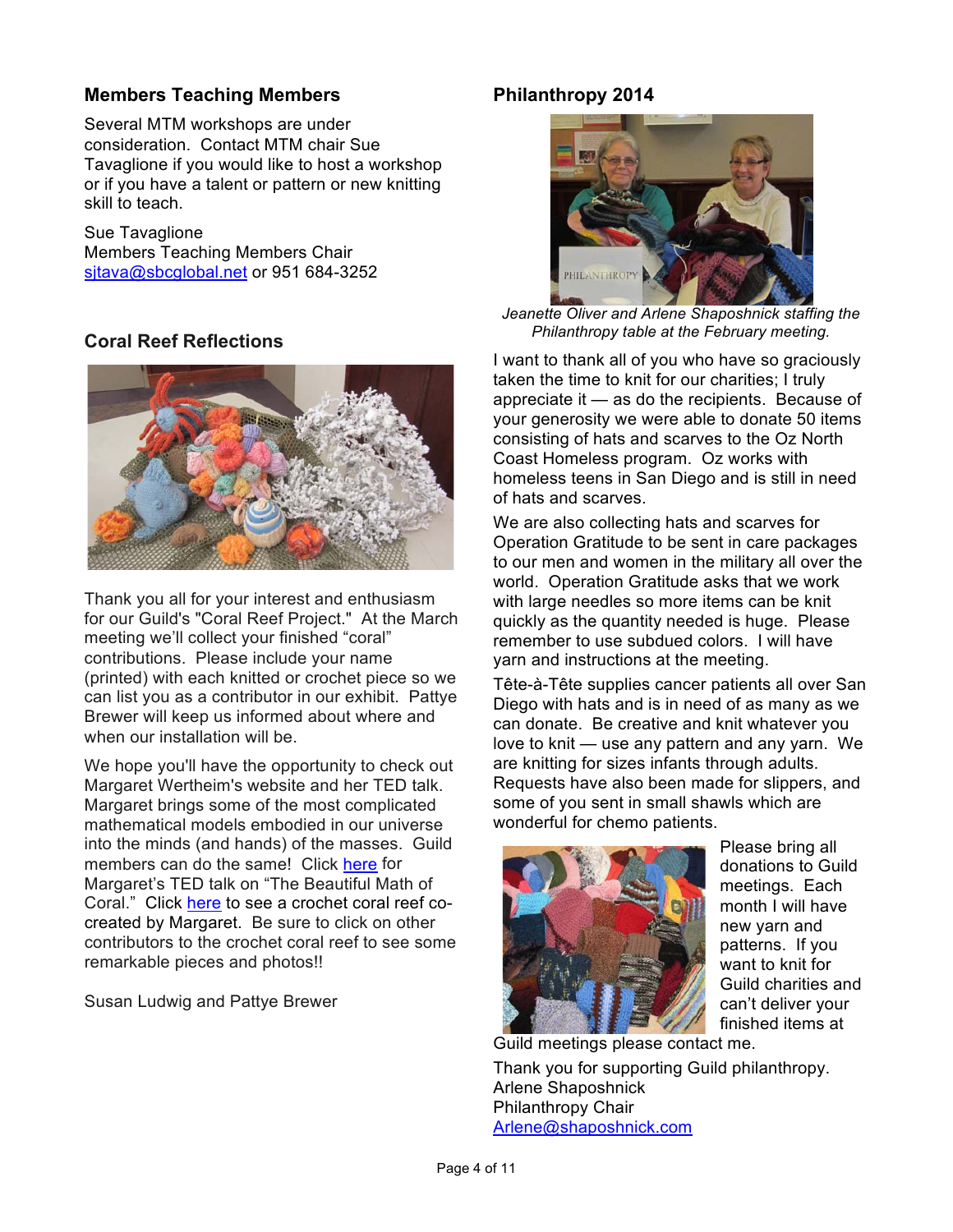## Members Teaching Members

Several MTM workshops are under consideration. Contact MTM chair Sue Tavaglione if you would like to host a workshop or if you have a talent or pattern or new knitting skill to teach.

Sue Tavaglione
Members Teaching Members Chair
sjtava@sbcglobal.net or 951 684-3252

## Coral Reef Reflections

Thank you all for your interest and enthusiasm for our Guild's "Coral Reef Project." At the March meeting we'll collect your finished "coral" contributions. Please include your name (printed) with each knitted or crochet piece so we can list you as a contributor in our exhibit. Pattye Brewer will keep us informed about where and when our installation will be.

We hope you'll have the opportunity to check out Margaret Wertheim's website and her TED talk. Margaret brings some of the most complicated mathematical models embodied in our universe into the minds (and hands) of the masses. Guild members can do the same! Click here for Margaret's TED talk on "The Beautiful Math of Coral." Click here to see a crochet coral reef co-created by Margaret. Be sure to click on other contributors to the crochet coral reef to see some remarkable pieces and photos!!

Susan Ludwig and Pattye Brewer

## Philanthropy 2014

*Jeanette Oliver and Arlene Shaposhnick staffing the Philanthropy table at the February meeting.*

I want to thank all of you who have so graciously taken the time to knit for our charities; I truly appreciate it — as do the recipients. Because of your generosity we were able to donate 50 items consisting of hats and scarves to the Oz North Coast Homeless program. Oz works with homeless teens in San Diego and is still in need of hats and scarves.

We are also collecting hats and scarves for Operation Gratitude to be sent in care packages to our men and women in the military all over the world. Operation Gratitude asks that we work with large needles so more items can be knit quickly as the quantity needed is huge. Please remember to use subdued colors. I will have yarn and instructions at the meeting.

Tête-à-Tête supplies cancer patients all over San Diego with hats and is in need of as many as we can donate. Be creative and knit whatever you love to knit — use any pattern and any yarn. We are knitting for sizes infants through adults. Requests have also been made for slippers, and some of you sent in small shawls which are wonderful for chemo patients.

Please bring all donations to Guild meetings. Each month I will have new yarn and patterns. If you want to knit for Guild charities and can't deliver your finished items at Guild meetings please contact me.

Thank you for supporting Guild philanthropy.
Arlene Shaposhnick
Philanthropy Chair
Arlene@shaposhnick.com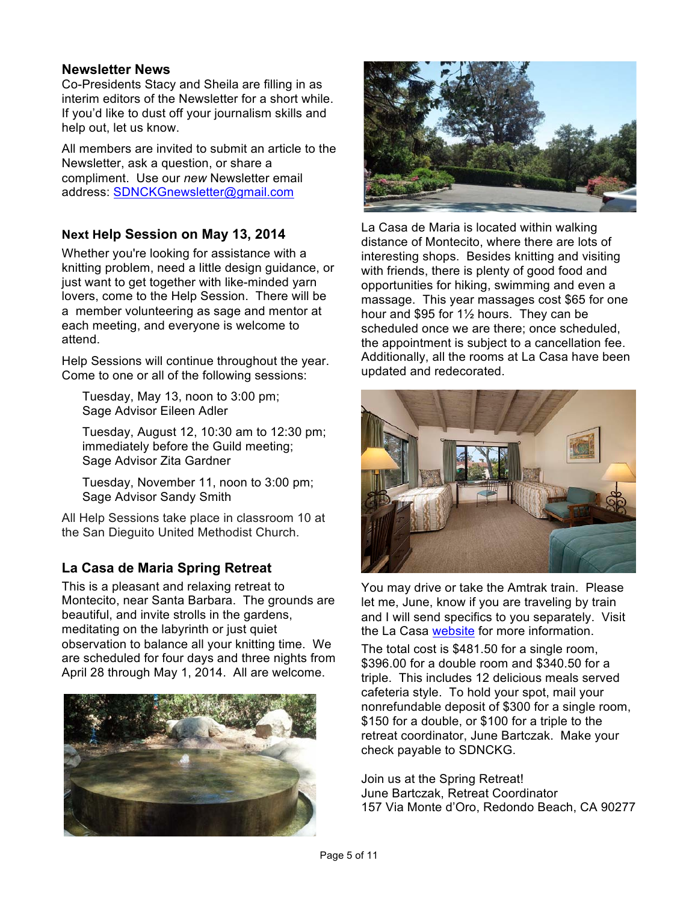## Newsletter News

Co-Presidents Stacy and Sheila are filling in as interim editors of the Newsletter for a short while. If you'd like to dust off your journalism skills and help out, let us know.

All members are invited to submit an article to the Newsletter, ask a question, or share a compliment. Use our *new* Newsletter email address: SDNCKGnewsletter@gmail.com

## Next Help Session on May 13, 2014

Whether you're looking for assistance with a knitting problem, need a little design guidance, or just want to get together with like-minded yarn lovers, come to the Help Session. There will be a member volunteering as sage and mentor at each meeting, and everyone is welcome to attend.

Help Sessions will continue throughout the year. Come to one or all of the following sessions:

Tuesday, May 13, noon to 3:00 pm;
Sage Advisor Eileen Adler

Tuesday, August 12, 10:30 am to 12:30 pm; immediately before the Guild meeting;
Sage Advisor Zita Gardner

Tuesday, November 11, noon to 3:00 pm;
Sage Advisor Sandy Smith

All Help Sessions take place in classroom 10 at the San Dieguito United Methodist Church.

## La Casa de Maria Spring Retreat

This is a pleasant and relaxing retreat to Montecito, near Santa Barbara. The grounds are beautiful, and invite strolls in the gardens, meditating on the labyrinth or just quiet observation to balance all your knitting time. We are scheduled for four days and three nights from April 28 through May 1, 2014. All are welcome.

La Casa de Maria is located within walking distance of Montecito, where there are lots of interesting shops. Besides knitting and visiting with friends, there is plenty of good food and opportunities for hiking, swimming and even a massage. This year massages cost $65 for one hour and $95 for 1½ hours. They can be scheduled once we are there; once scheduled, the appointment is subject to a cancellation fee. Additionally, all the rooms at La Casa have been updated and redecorated.

You may drive or take the Amtrak train. Please let me, June, know if you are traveling by train and I will send specifics to you separately. Visit the La Casa website for more information.

The total cost is $481.50 for a single room, $396.00 for a double room and $340.50 for a triple. This includes 12 delicious meals served cafeteria style. To hold your spot, mail your nonrefundable deposit of $300 for a single room, $150 for a double, or $100 for a triple to the retreat coordinator, June Bartczak. Make your check payable to SDNCKG.

Join us at the Spring Retreat!
June Bartczak, Retreat Coordinator
157 Via Monte d'Oro, Redondo Beach, CA 90277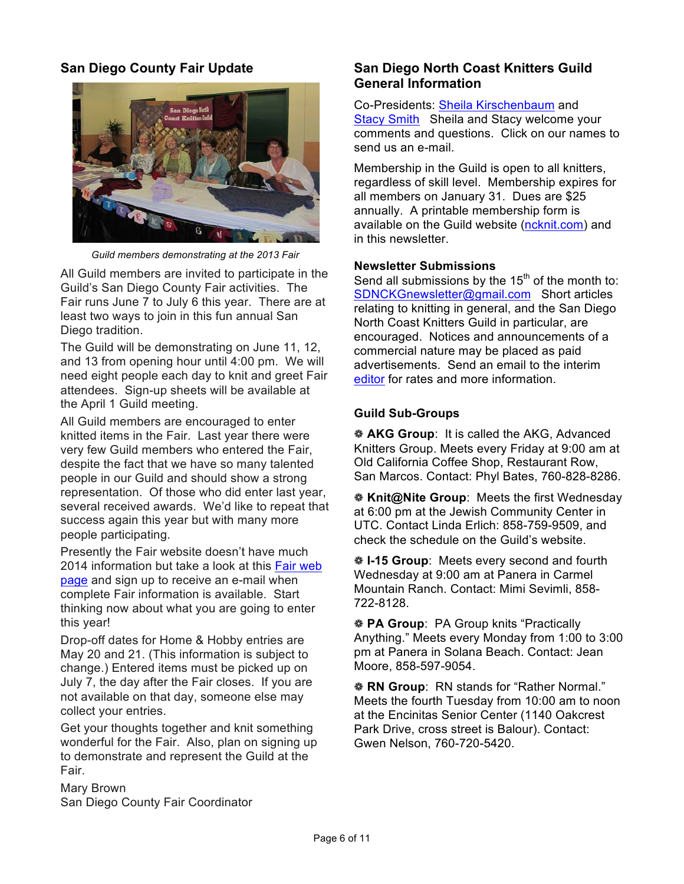## San Diego County Fair Update

*Guild members demonstrating at the 2013 Fair*

All Guild members are invited to participate in the Guild's San Diego County Fair activities. The Fair runs June 7 to July 6 this year. There are at least two ways to join in this fun annual San Diego tradition.

The Guild will be demonstrating on June 11, 12, and 13 from opening hour until 4:00 pm. We will need eight people each day to knit and greet Fair attendees. Sign-up sheets will be available at the April 1 Guild meeting.

All Guild members are encouraged to enter knitted items in the Fair. Last year there were very few Guild members who entered the Fair, despite the fact that we have so many talented people in our Guild and should show a strong representation. Of those who did enter last year, several received awards. We'd like to repeat that success again this year but with many more people participating.

Presently the Fair website doesn't have much 2014 information but take a look at this Fair web page and sign up to receive an e-mail when complete Fair information is available. Start thinking now about what you are going to enter this year!

Drop-off dates for Home & Hobby entries are May 20 and 21. (This information is subject to change.) Entered items must be picked up on July 7, the day after the Fair closes. If you are not available on that day, someone else may collect your entries.

Get your thoughts together and knit something wonderful for the Fair. Also, plan on signing up to demonstrate and represent the Guild at the Fair.

Mary Brown
San Diego County Fair Coordinator

## San Diego North Coast Knitters Guild General Information

Co-Presidents: Sheila Kirschenbaum and Stacy Smith Sheila and Stacy welcome your comments and questions. Click on our names to send us an e-mail.

Membership in the Guild is open to all knitters, regardless of skill level. Membership expires for all members on January 31. Dues are $25 annually. A printable membership form is available on the Guild website (ncknit.com) and in this newsletter.

### Newsletter Submissions

Send all submissions by the 15th of the month to: SDNCKGnewsletter@gmail.com Short articles relating to knitting in general, and the San Diego North Coast Knitters Guild in particular, are encouraged. Notices and announcements of a commercial nature may be placed as paid advertisements. Send an email to the interim editor for rates and more information.

### Guild Sub-Groups

- **AKG Group**: It is called the AKG, Advanced Knitters Group. Meets every Friday at 9:00 am at Old California Coffee Shop, Restaurant Row, San Marcos. Contact: Phyl Bates, 760-828-8286.
- **Knit@Nite Group**: Meets the first Wednesday at 6:00 pm at the Jewish Community Center in UTC. Contact Linda Erlich: 858-759-9509, and check the schedule on the Guild's website.
- **I-15 Group**: Meets every second and fourth Wednesday at 9:00 am at Panera in Carmel Mountain Ranch. Contact: Mimi Sevimli, 858-722-8128.
- **PA Group**: PA Group knits "Practically Anything." Meets every Monday from 1:00 to 3:00 pm at Panera in Solana Beach. Contact: Jean Moore, 858-597-9054.
- **RN Group**: RN stands for "Rather Normal." Meets the fourth Tuesday from 10:00 am to noon at the Encinitas Senior Center (1140 Oakcrest Park Drive, cross street is Balour). Contact: Gwen Nelson, 760-720-5420.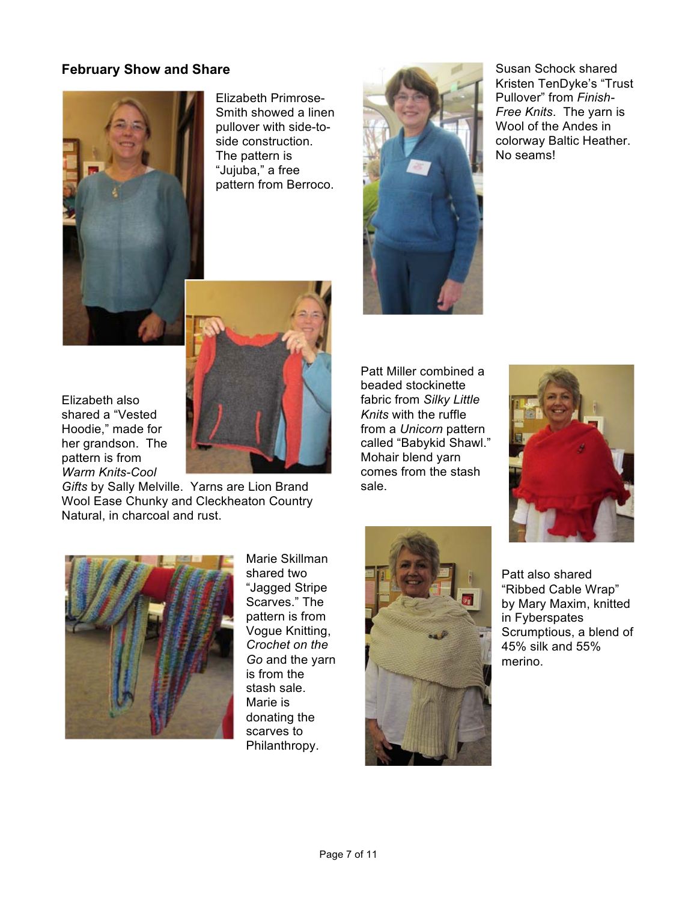## February Show and Share

Elizabeth Primrose-Smith showed a linen pullover with side-to-side construction. The pattern is "Jujuba," a free pattern from Berroco.

Elizabeth also shared a "Vested Hoodie," made for her grandson. The pattern is from *Warm Knits-Cool Gifts* by Sally Melville. Yarns are Lion Brand Wool Ease Chunky and Cleckheaton Country Natural, in charcoal and rust.

Susan Schock shared Kristen TenDyke's "Trust Pullover" from *Finish-Free Knits*. The yarn is Wool of the Andes in colorway Baltic Heather. No seams!

Patt Miller combined a beaded stockinette fabric from *Silky Little Knits* with the ruffle from a *Unicorn* pattern called "Babykid Shawl." Mohair blend yarn comes from the stash sale.

Marie Skillman shared two "Jagged Stripe Scarves." The pattern is from Vogue Knitting, *Crochet on the Go* and the yarn is from the stash sale. Marie is donating the scarves to Philanthropy.

Patt also shared "Ribbed Cable Wrap" by Mary Maxim, knitted in Fyberspates Scrumptious, a blend of 45% silk and 55% merino.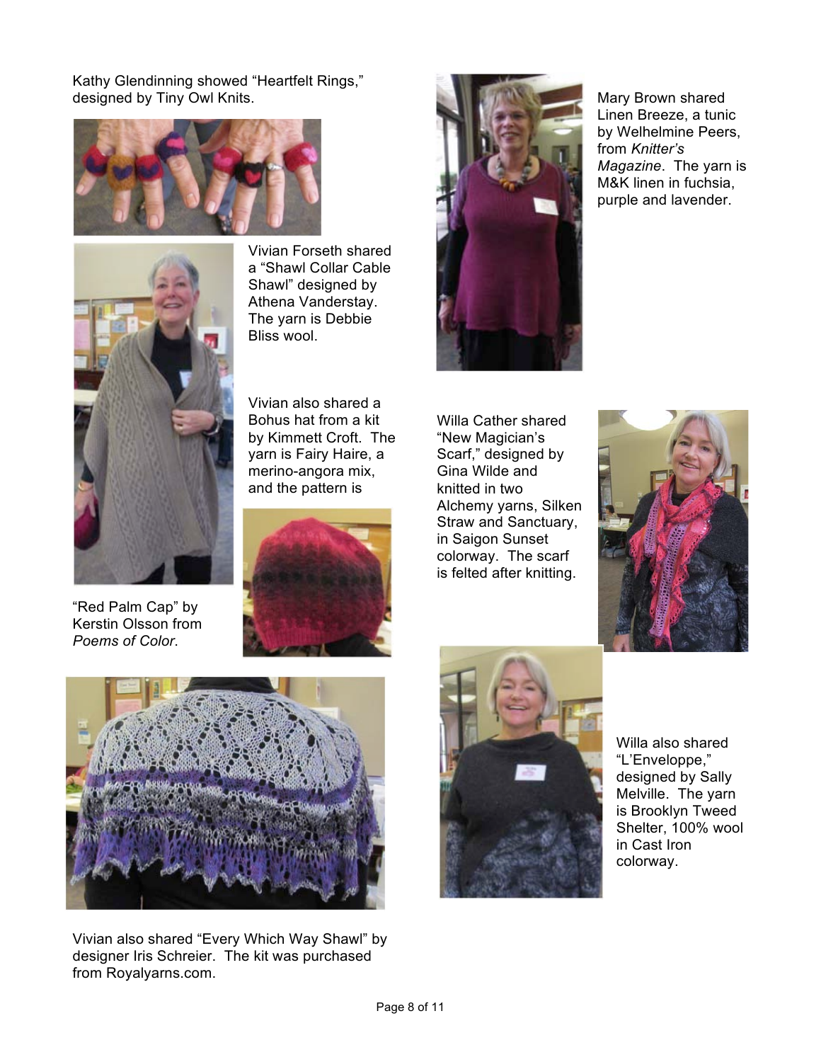Kathy Glendinning showed "Heartfelt Rings," designed by Tiny Owl Knits.

Vivian Forseth shared a "Shawl Collar Cable Shawl" designed by Athena Vanderstay. The yarn is Debbie Bliss wool.

Vivian also shared a Bohus hat from a kit by Kimmett Croft. The yarn is Fairy Haire, a merino-angora mix, and the pattern is "Red Palm Cap" by Kerstin Olsson from *Poems of Color*.

Vivian also shared "Every Which Way Shawl" by designer Iris Schreier. The kit was purchased from Royalyarns.com.

Mary Brown shared Linen Breeze, a tunic by Welhelmine Peers, from *Knitter's Magazine*. The yarn is M&K linen in fuchsia, purple and lavender.

Willa Cather shared "New Magician's Scarf," designed by Gina Wilde and knitted in two Alchemy yarns, Silken Straw and Sanctuary, in Saigon Sunset colorway. The scarf is felted after knitting.

Willa also shared "L'Enveloppe," designed by Sally Melville. The yarn is Brooklyn Tweed Shelter, 100% wool in Cast Iron colorway.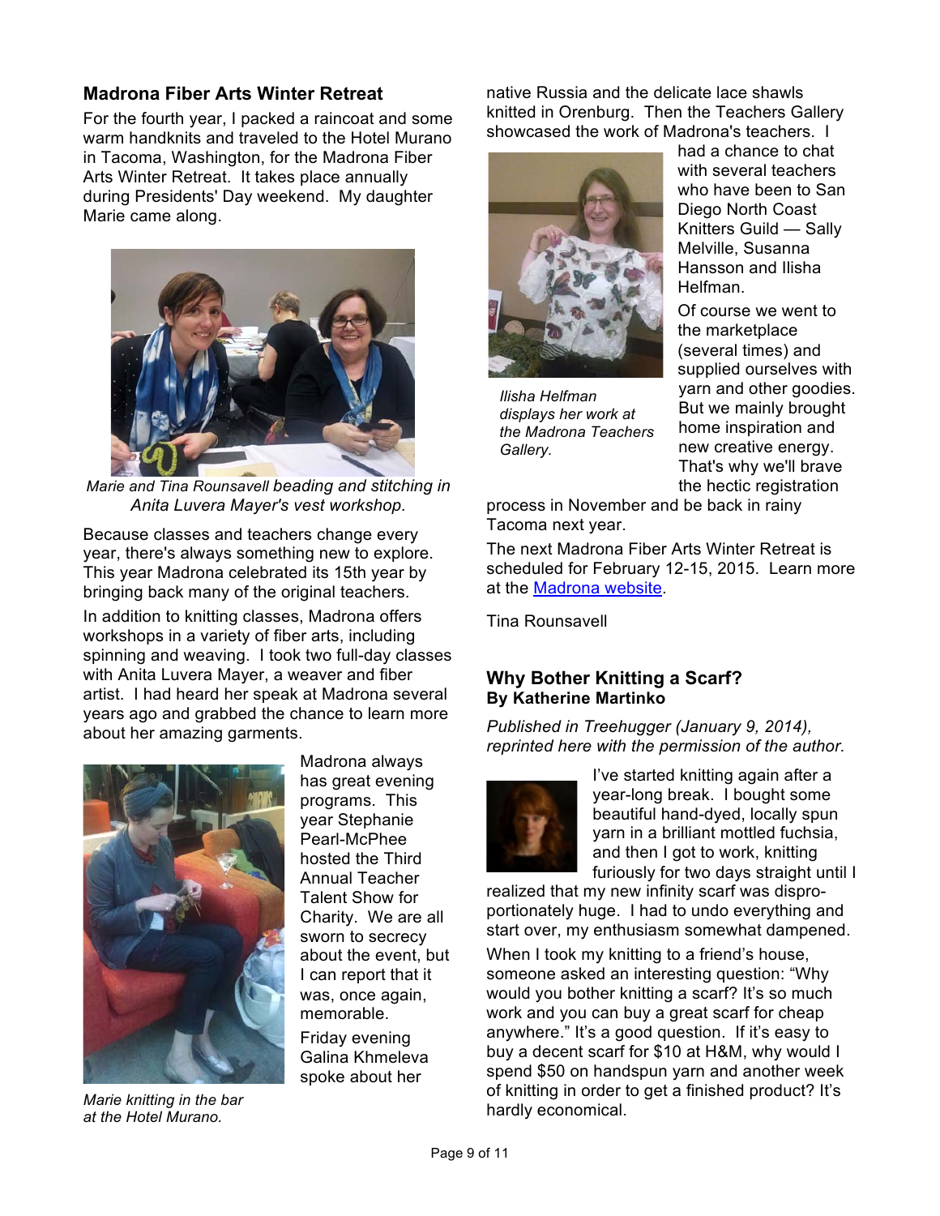## Madrona Fiber Arts Winter Retreat

For the fourth year, I packed a raincoat and some warm handknits and traveled to the Hotel Murano in Tacoma, Washington, for the Madrona Fiber Arts Winter Retreat. It takes place annually during Presidents' Day weekend. My daughter Marie came along.

*Marie and Tina Rounsavell beading and stitching in Anita Luvera Mayer's vest workshop.*

Because classes and teachers change every year, there's always something new to explore. This year Madrona celebrated its 15th year by bringing back many of the original teachers.

In addition to knitting classes, Madrona offers workshops in a variety of fiber arts, including spinning and weaving. I took two full-day classes with Anita Luvera Mayer, a weaver and fiber artist. I had heard her speak at Madrona several years ago and grabbed the chance to learn more about her amazing garments.

*Marie knitting in the bar at the Hotel Murano.*

Madrona always has great evening programs. This year Stephanie Pearl-McPhee hosted the Third Annual Teacher Talent Show for Charity. We are all sworn to secrecy about the event, but I can report that it was, once again, memorable.

Friday evening Galina Khmeleva spoke about her native Russia and the delicate lace shawls knitted in Orenburg. Then the Teachers Gallery showcased the work of Madrona's teachers. I had a chance to chat with several teachers who have been to San Diego North Coast Knitters Guild — Sally Melville, Susanna Hansson and Ilisha Helfman.

*Ilisha Helfman displays her work at the Madrona Teachers Gallery.*

Of course we went to the marketplace (several times) and supplied ourselves with yarn and other goodies. But we mainly brought home inspiration and new creative energy. That's why we'll brave the hectic registration process in November and be back in rainy Tacoma next year.

The next Madrona Fiber Arts Winter Retreat is scheduled for February 12-15, 2015. Learn more at the [Madrona website](#).

Tina Rounsavell

## Why Bother Knitting a Scarf?
**By Katherine Martinko**

*Published in Treehugger (January 9, 2014), reprinted here with the permission of the author.*

I've started knitting again after a year-long break. I bought some beautiful hand-dyed, locally spun yarn in a brilliant mottled fuchsia, and then I got to work, knitting furiously for two days straight until I realized that my new infinity scarf was disproportionately huge. I had to undo everything and start over, my enthusiasm somewhat dampened.

When I took my knitting to a friend's house, someone asked an interesting question: "Why would you bother knitting a scarf? It's so much work and you can buy a great scarf for cheap anywhere." It's a good question. If it's easy to buy a decent scarf for $10 at H&M, why would I spend $50 on handspun yarn and another week of knitting in order to get a finished product? It's hardly economical.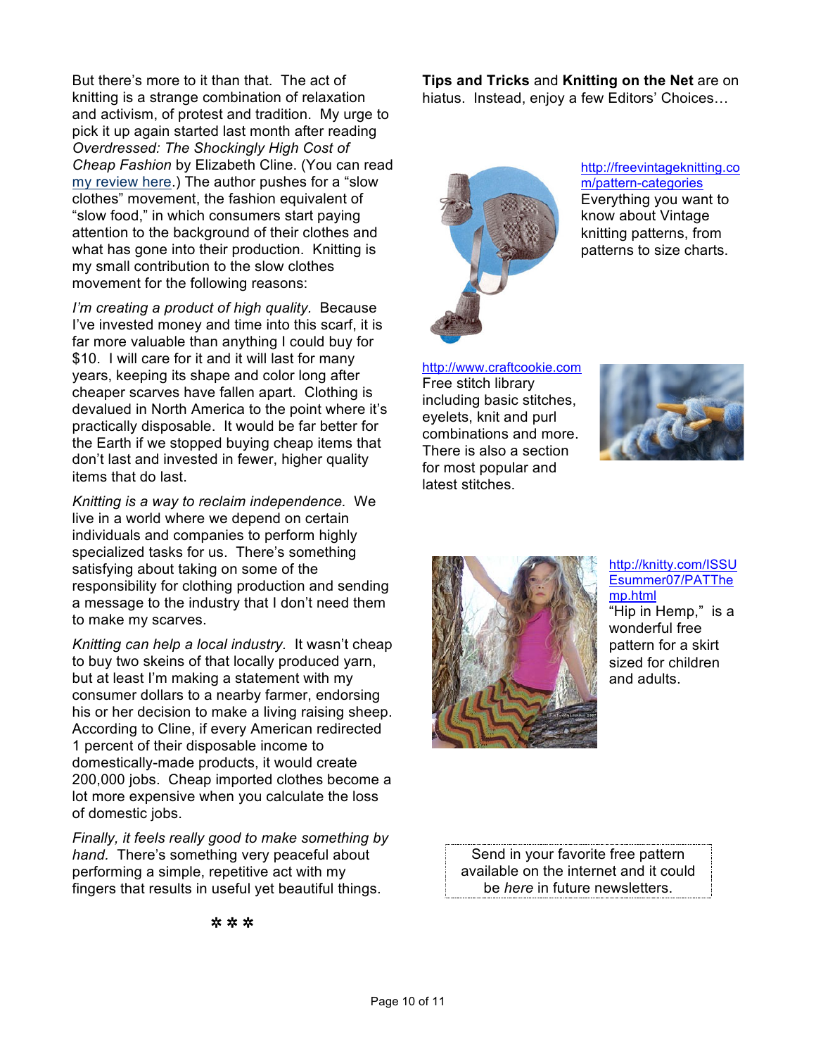But there's more to it than that. The act of knitting is a strange combination of relaxation and activism, of protest and tradition. My urge to pick it up again started last month after reading *Overdressed: The Shockingly High Cost of Cheap Fashion* by Elizabeth Cline. (You can read my review here.) The author pushes for a "slow clothes" movement, the fashion equivalent of "slow food," in which consumers start paying attention to the background of their clothes and what has gone into their production. Knitting is my small contribution to the slow clothes movement for the following reasons:

*I'm creating a product of high quality.* Because I've invested money and time into this scarf, it is far more valuable than anything I could buy for $10. I will care for it and it will last for many years, keeping its shape and color long after cheaper scarves have fallen apart. Clothing is devalued in North America to the point where it's practically disposable. It would be far better for the Earth if we stopped buying cheap items that don't last and invested in fewer, higher quality items that do last.

*Knitting is a way to reclaim independence.* We live in a world where we depend on certain individuals and companies to perform highly specialized tasks for us. There's something satisfying about taking on some of the responsibility for clothing production and sending a message to the industry that I don't need them to make my scarves.

*Knitting can help a local industry.* It wasn't cheap to buy two skeins of that locally produced yarn, but at least I'm making a statement with my consumer dollars to a nearby farmer, endorsing his or her decision to make a living raising sheep. According to Cline, if every American redirected 1 percent of their disposable income to domestically-made products, it would create 200,000 jobs. Cheap imported clothes become a lot more expensive when you calculate the loss of domestic jobs.

*Finally, it feels really good to make something by hand.* There's something very peaceful about performing a simple, repetitive act with my fingers that results in useful yet beautiful things.

✲ ✲ ✲

**Tips and Tricks** and **Knitting on the Net** are on hiatus. Instead, enjoy a few Editors' Choices…

http://freevintageknitting.com/pattern-categories
Everything you want to know about Vintage knitting patterns, from patterns to size charts.

http://www.craftcookie.com
Free stitch library including basic stitches, eyelets, knit and purl combinations and more. There is also a section for most popular and latest stitches.

http://knitty.com/ISSUEsummer07/PATThemp.html
"Hip in Hemp," is a wonderful free pattern for a skirt sized for children and adults.

Send in your favorite free pattern available on the internet and it could be *here* in future newsletters.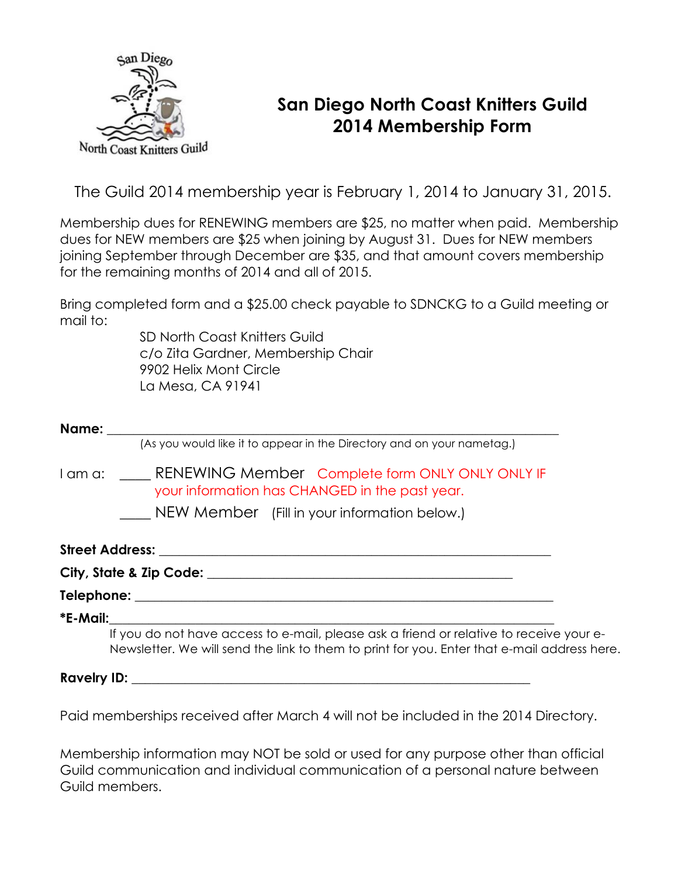San Diego
North Coast Knitters Guild

# San Diego North Coast Knitters Guild
# 2014 Membership Form

The Guild 2014 membership year is February 1, 2014 to January 31, 2015.

Membership dues for RENEWING members are $25, no matter when paid. Membership dues for NEW members are $25 when joining by August 31. Dues for NEW members joining September through December are $35, and that amount covers membership for the remaining months of 2014 and all of 2015.

Bring completed form and a $25.00 check payable to SDNCKG to a Guild meeting or mail to:

> SD North Coast Knitters Guild
> c/o Zita Gardner, Membership Chair
> 9902 Helix Mont Circle
> La Mesa, CA 91941

**Name:** ______________________________________________

(As you would like it to appear in the Directory and on your nametag.)

I am a: ____ RENEWING Member Complete form ONLY ONLY ONLY IF your information has CHANGED in the past year.

____ NEW Member (Fill in your information below.)

**Street Address:** ______________________________________________

**City, State & Zip Code:** ______________________________________________

**Telephone:** ______________________________________________

***E-Mail:**______________________________________________

If you do not have access to e-mail, please ask a friend or relative to receive your e-Newsletter. We will send the link to them to print for you. Enter that e-mail address here.

**Ravelry ID:** ______________________________________________

Paid memberships received after March 4 will not be included in the 2014 Directory.

Membership information may NOT be sold or used for any purpose other than official Guild communication and individual communication of a personal nature between Guild members.